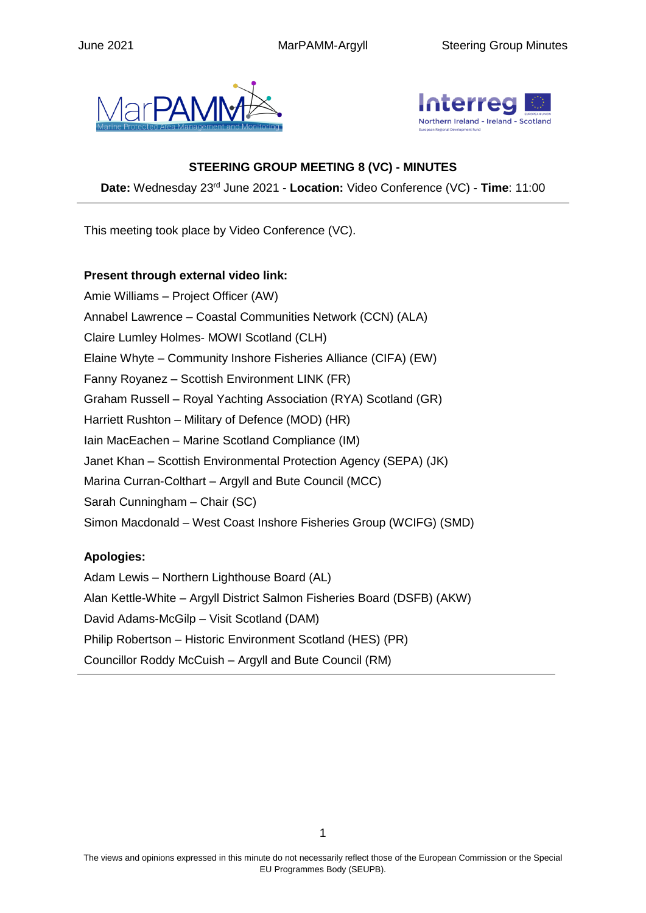## STEERING GROUP MEETING 8 (VC) - MINUTES

**Date:** Wednesday 23rd June 2021 - **Location:** Video Conference (VC) - **Time**: 11:00

---

This meeting took place by Video Conference (VC).

**Present through external video link:**

Amie Williams – Project Officer (AW)
Annabel Lawrence – Coastal Communities Network (CCN) (ALA)
Claire Lumley Holmes- MOWI Scotland (CLH)
Elaine Whyte – Community Inshore Fisheries Alliance (CIFA) (EW)
Fanny Royanez – Scottish Environment LINK (FR)
Graham Russell – Royal Yachting Association (RYA) Scotland (GR)
Harriett Rushton – Military of Defence (MOD) (HR)
Iain MacEachen – Marine Scotland Compliance (IM)
Janet Khan – Scottish Environmental Protection Agency (SEPA) (JK)
Marina Curran-Colthart – Argyll and Bute Council (MCC)
Sarah Cunningham – Chair (SC)
Simon Macdonald – West Coast Inshore Fisheries Group (WCIFG) (SMD)

**Apologies:**

Adam Lewis – Northern Lighthouse Board (AL)
Alan Kettle-White – Argyll District Salmon Fisheries Board (DSFB) (AKW)
David Adams-McGilp – Visit Scotland (DAM)
Philip Robertson – Historic Environment Scotland (HES) (PR)
Councillor Roddy McCuish – Argyll and Bute Council (RM)

---

The views and opinions expressed in this minute do not necessarily reflect those of the European Commission or the Special EU Programmes Body (SEUPB).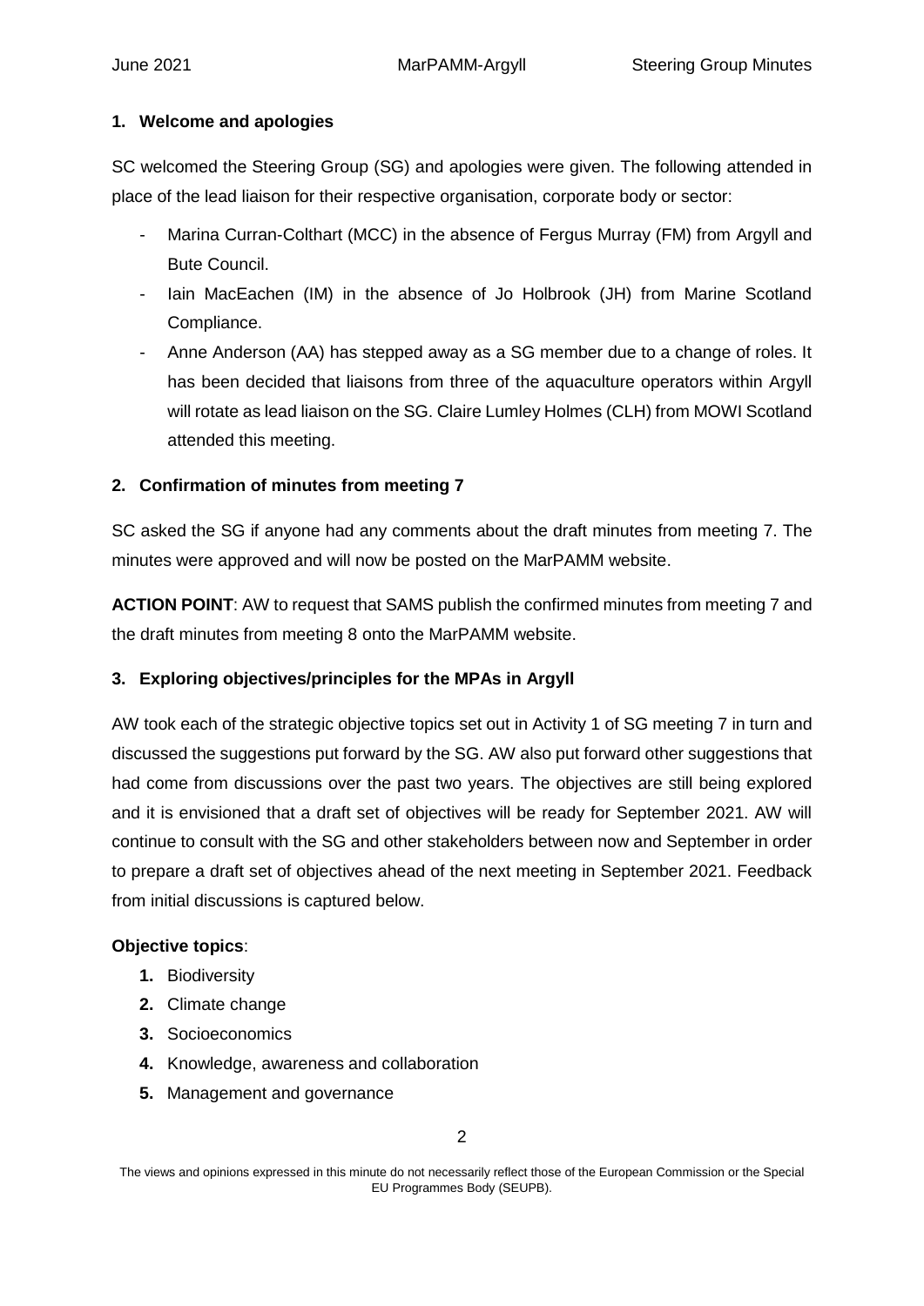## 1. Welcome and apologies

SC welcomed the Steering Group (SG) and apologies were given. The following attended in place of the lead liaison for their respective organisation, corporate body or sector:

- Marina Curran-Colthart (MCC) in the absence of Fergus Murray (FM) from Argyll and Bute Council.
- Iain MacEachen (IM) in the absence of Jo Holbrook (JH) from Marine Scotland Compliance.
- Anne Anderson (AA) has stepped away as a SG member due to a change of roles. It has been decided that liaisons from three of the aquaculture operators within Argyll will rotate as lead liaison on the SG. Claire Lumley Holmes (CLH) from MOWI Scotland attended this meeting.

## 2. Confirmation of minutes from meeting 7

SC asked the SG if anyone had any comments about the draft minutes from meeting 7. The minutes were approved and will now be posted on the MarPAMM website.

**ACTION POINT**: AW to request that SAMS publish the confirmed minutes from meeting 7 and the draft minutes from meeting 8 onto the MarPAMM website.

## 3. Exploring objectives/principles for the MPAs in Argyll

AW took each of the strategic objective topics set out in Activity 1 of SG meeting 7 in turn and discussed the suggestions put forward by the SG. AW also put forward other suggestions that had come from discussions over the past two years. The objectives are still being explored and it is envisioned that a draft set of objectives will be ready for September 2021. AW will continue to consult with the SG and other stakeholders between now and September in order to prepare a draft set of objectives ahead of the next meeting in September 2021. Feedback from initial discussions is captured below.

**Objective topics**:

1. Biodiversity
2. Climate change
3. Socioeconomics
4. Knowledge, awareness and collaboration
5. Management and governance

The views and opinions expressed in this minute do not necessarily reflect those of the European Commission or the Special EU Programmes Body (SEUPB).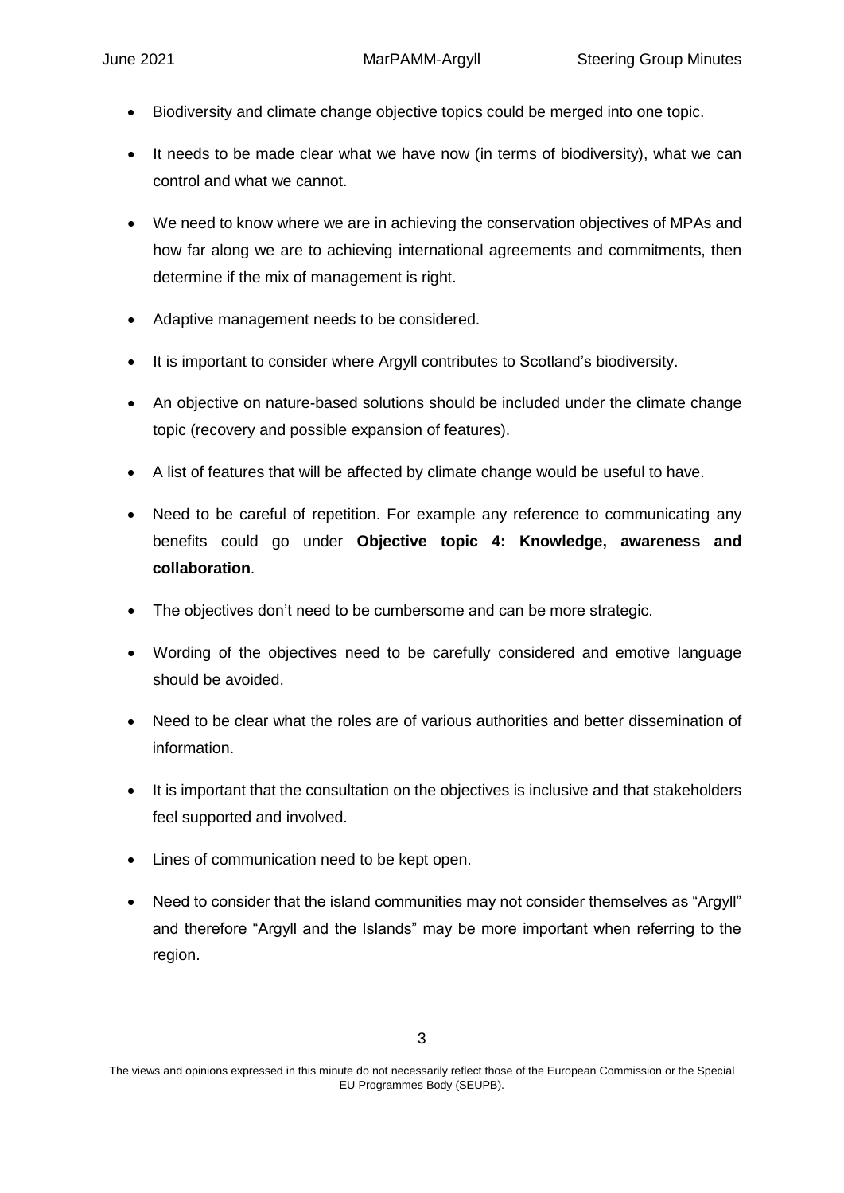- Biodiversity and climate change objective topics could be merged into one topic.
- It needs to be made clear what we have now (in terms of biodiversity), what we can control and what we cannot.
- We need to know where we are in achieving the conservation objectives of MPAs and how far along we are to achieving international agreements and commitments, then determine if the mix of management is right.
- Adaptive management needs to be considered.
- It is important to consider where Argyll contributes to Scotland's biodiversity.
- An objective on nature-based solutions should be included under the climate change topic (recovery and possible expansion of features).
- A list of features that will be affected by climate change would be useful to have.
- Need to be careful of repetition. For example any reference to communicating any benefits could go under **Objective topic 4: Knowledge, awareness and collaboration**.
- The objectives don't need to be cumbersome and can be more strategic.
- Wording of the objectives need to be carefully considered and emotive language should be avoided.
- Need to be clear what the roles are of various authorities and better dissemination of information.
- It is important that the consultation on the objectives is inclusive and that stakeholders feel supported and involved.
- Lines of communication need to be kept open.
- Need to consider that the island communities may not consider themselves as "Argyll" and therefore "Argyll and the Islands" may be more important when referring to the region.

The views and opinions expressed in this minute do not necessarily reflect those of the European Commission or the Special EU Programmes Body (SEUPB).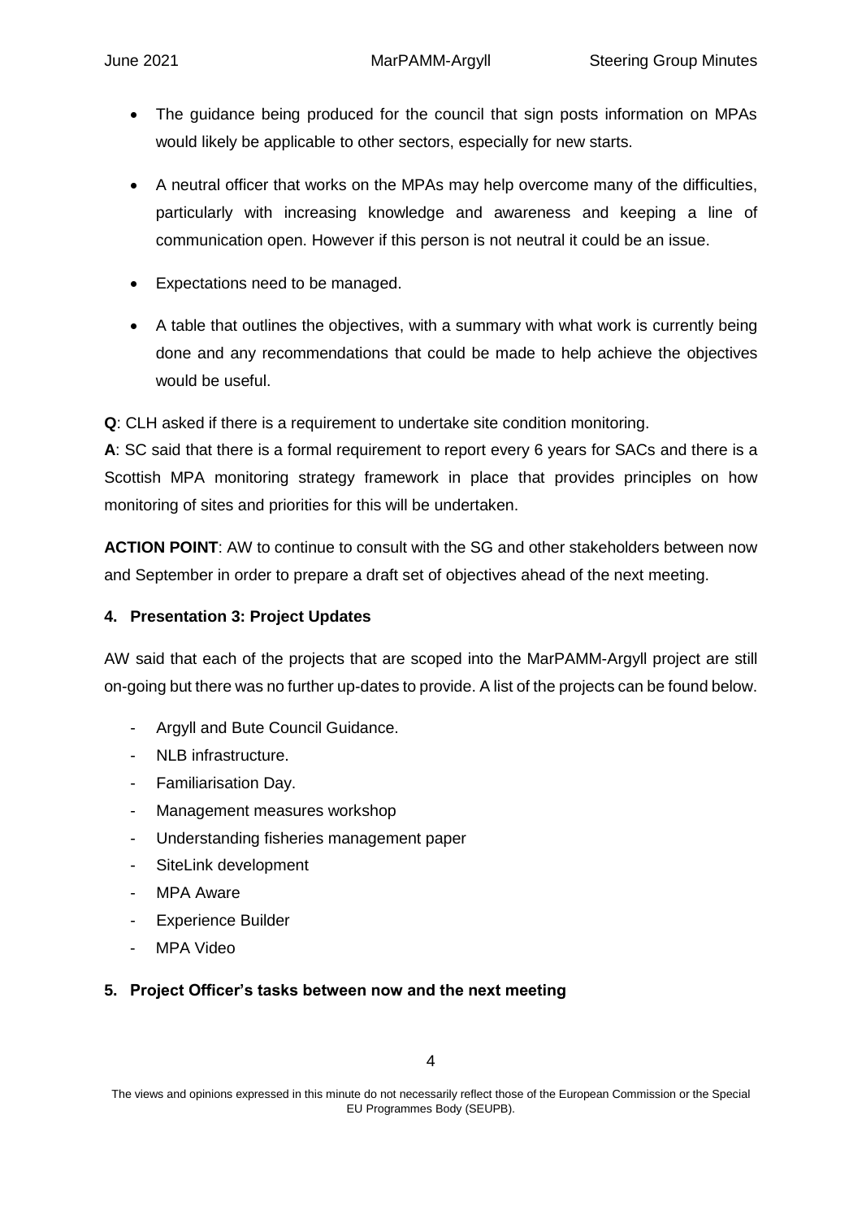- The guidance being produced for the council that sign posts information on MPAs would likely be applicable to other sectors, especially for new starts.
- A neutral officer that works on the MPAs may help overcome many of the difficulties, particularly with increasing knowledge and awareness and keeping a line of communication open. However if this person is not neutral it could be an issue.
- Expectations need to be managed.
- A table that outlines the objectives, with a summary with what work is currently being done and any recommendations that could be made to help achieve the objectives would be useful.

**Q**: CLH asked if there is a requirement to undertake site condition monitoring.
**A**: SC said that there is a formal requirement to report every 6 years for SACs and there is a Scottish MPA monitoring strategy framework in place that provides principles on how monitoring of sites and priorities for this will be undertaken.

**ACTION POINT**: AW to continue to consult with the SG and other stakeholders between now and September in order to prepare a draft set of objectives ahead of the next meeting.

## 4. Presentation 3: Project Updates

AW said that each of the projects that are scoped into the MarPAMM-Argyll project are still on-going but there was no further up-dates to provide. A list of the projects can be found below.

- Argyll and Bute Council Guidance.
- NLB infrastructure.
- Familiarisation Day.
- Management measures workshop
- Understanding fisheries management paper
- SiteLink development
- MPA Aware
- Experience Builder
- MPA Video

## 5. Project Officer's tasks between now and the next meeting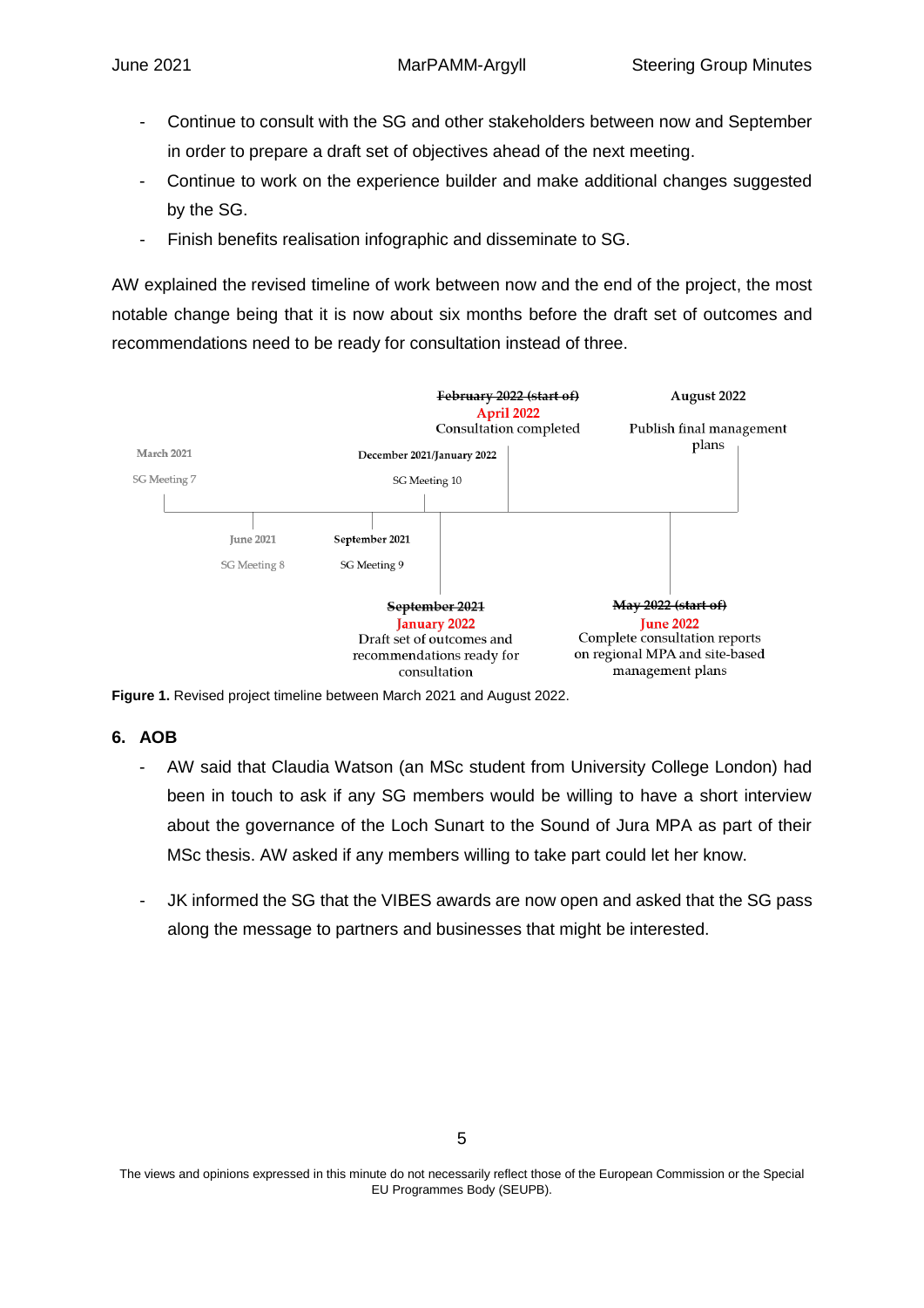- Continue to consult with the SG and other stakeholders between now and September in order to prepare a draft set of objectives ahead of the next meeting.
- Continue to work on the experience builder and make additional changes suggested by the SG.
- Finish benefits realisation infographic and disseminate to SG.

AW explained the revised timeline of work between now and the end of the project, the most notable change being that it is now about six months before the draft set of outcomes and recommendations need to be ready for consultation instead of three.

- March 2021 – SG Meeting 7
- June 2021 – SG Meeting 8
- September 2021 – SG Meeting 9
- ~~September 2021~~ January 2022 – Draft set of outcomes and recommendations ready for consultation
- December 2021/January 2022 – SG Meeting 10
- ~~February 2022 (start of)~~ April 2022 – Consultation completed
- ~~May 2022 (start of)~~ June 2022 – Complete consultation reports on regional MPA and site-based management plans
- August 2022 – Publish final management plans

**Figure 1.** Revised project timeline between March 2021 and August 2022.

## 6. AOB

- AW said that Claudia Watson (an MSc student from University College London) had been in touch to ask if any SG members would be willing to have a short interview about the governance of the Loch Sunart to the Sound of Jura MPA as part of their MSc thesis. AW asked if any members willing to take part could let her know.
- JK informed the SG that the VIBES awards are now open and asked that the SG pass along the message to partners and businesses that might be interested.

The views and opinions expressed in this minute do not necessarily reflect those of the European Commission or the Special EU Programmes Body (SEUPB).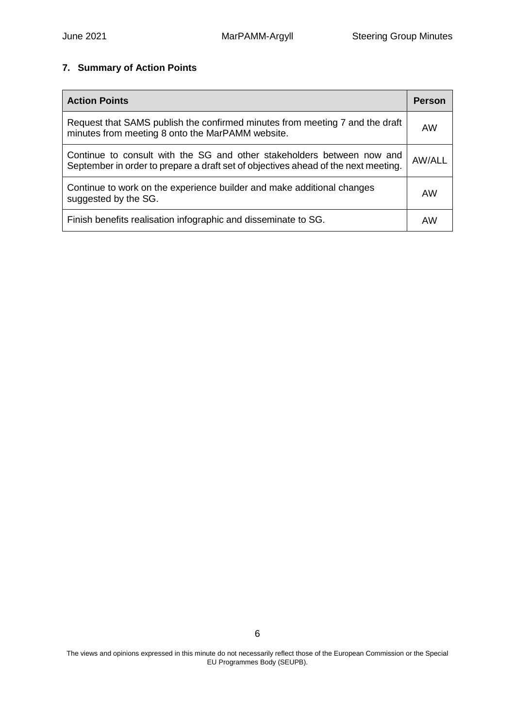## 7. Summary of Action Points

| Action Points | Person |
| --- | --- |
| Request that SAMS publish the confirmed minutes from meeting 7 and the draft minutes from meeting 8 onto the MarPAMM website. | AW |
| Continue to consult with the SG and other stakeholders between now and September in order to prepare a draft set of objectives ahead of the next meeting. | AW/ALL |
| Continue to work on the experience builder and make additional changes suggested by the SG. | AW |
| Finish benefits realisation infographic and disseminate to SG. | AW |

The views and opinions expressed in this minute do not necessarily reflect those of the European Commission or the Special EU Programmes Body (SEUPB).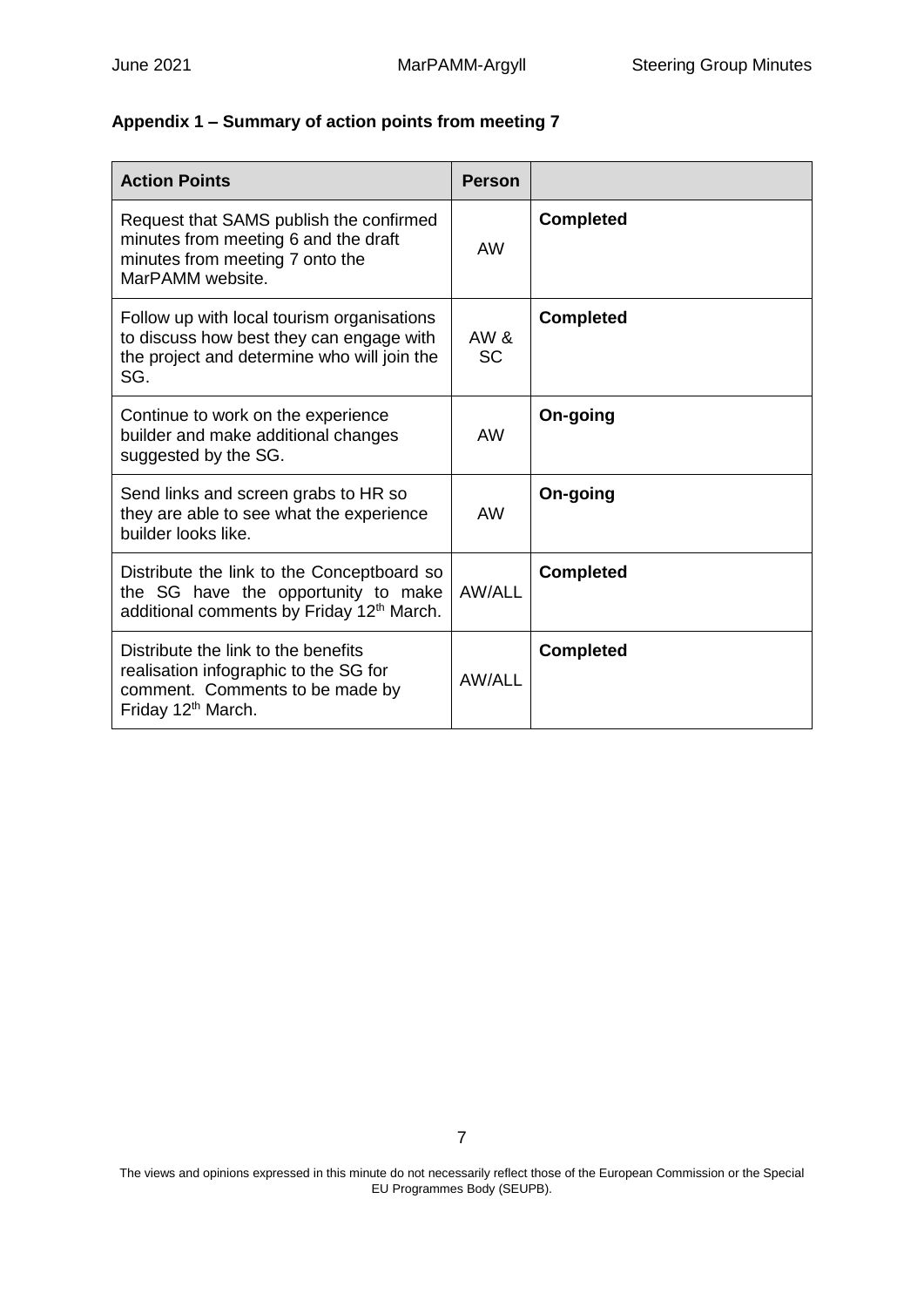**Appendix 1 – Summary of action points from meeting 7**

| Action Points | Person | |
|---|---|---|
| Request that SAMS publish the confirmed minutes from meeting 6 and the draft minutes from meeting 7 onto the MarPAMM website. | AW | **Completed** |
| Follow up with local tourism organisations to discuss how best they can engage with the project and determine who will join the SG. | AW & SC | **Completed** |
| Continue to work on the experience builder and make additional changes suggested by the SG. | AW | **On-going** |
| Send links and screen grabs to HR so they are able to see what the experience builder looks like. | AW | **On-going** |
| Distribute the link to the Conceptboard so the SG have the opportunity to make additional comments by Friday 12th March. | AW/ALL | **Completed** |
| Distribute the link to the benefits realisation infographic to the SG for comment. Comments to be made by Friday 12th March. | AW/ALL | **Completed** |

The views and opinions expressed in this minute do not necessarily reflect those of the European Commission or the Special EU Programmes Body (SEUPB).